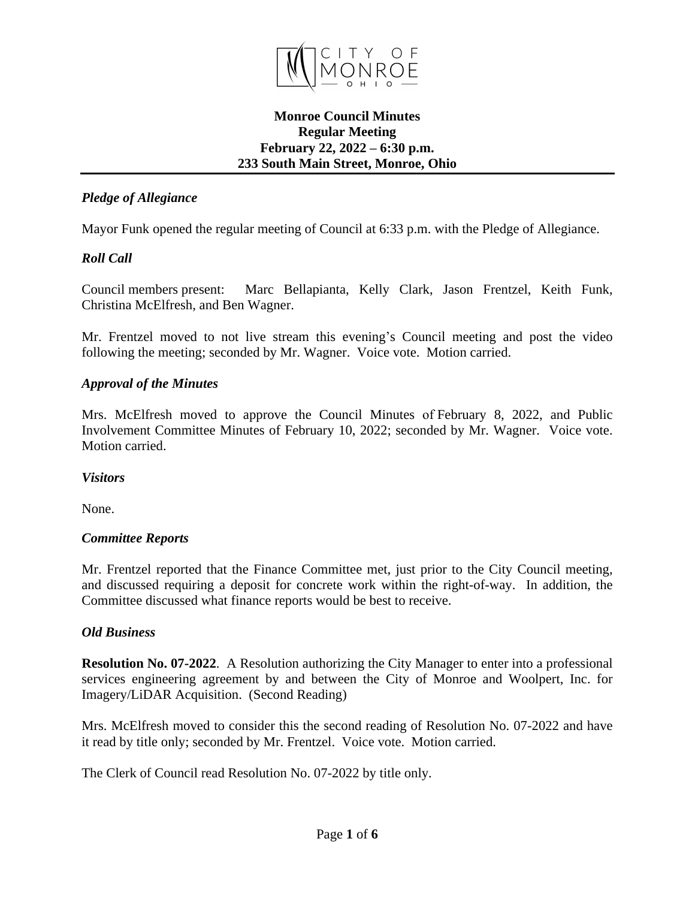# Monroe Council Minutes
## Regular Meeting
## February 22, 2022 – 6:30 p.m.
## 233 South Main Street, Monroe, Ohio

### *Pledge of Allegiance*

Mayor Funk opened the regular meeting of Council at 6:33 p.m. with the Pledge of Allegiance.

### *Roll Call*

Council members present: Marc Bellapianta, Kelly Clark, Jason Frentzel, Keith Funk, Christina McElfresh, and Ben Wagner.

Mr. Frentzel moved to not live stream this evening's Council meeting and post the video following the meeting; seconded by Mr. Wagner. Voice vote. Motion carried.

### *Approval of the Minutes*

Mrs. McElfresh moved to approve the Council Minutes of February 8, 2022, and Public Involvement Committee Minutes of February 10, 2022; seconded by Mr. Wagner. Voice vote. Motion carried.

### *Visitors*

None.

### *Committee Reports*

Mr. Frentzel reported that the Finance Committee met, just prior to the City Council meeting, and discussed requiring a deposit for concrete work within the right-of-way. In addition, the Committee discussed what finance reports would be best to receive.

### *Old Business*

**Resolution No. 07-2022**. A Resolution authorizing the City Manager to enter into a professional services engineering agreement by and between the City of Monroe and Woolpert, Inc. for Imagery/LiDAR Acquisition. (Second Reading)

Mrs. McElfresh moved to consider this the second reading of Resolution No. 07-2022 and have it read by title only; seconded by Mr. Frentzel. Voice vote. Motion carried.

The Clerk of Council read Resolution No. 07-2022 by title only.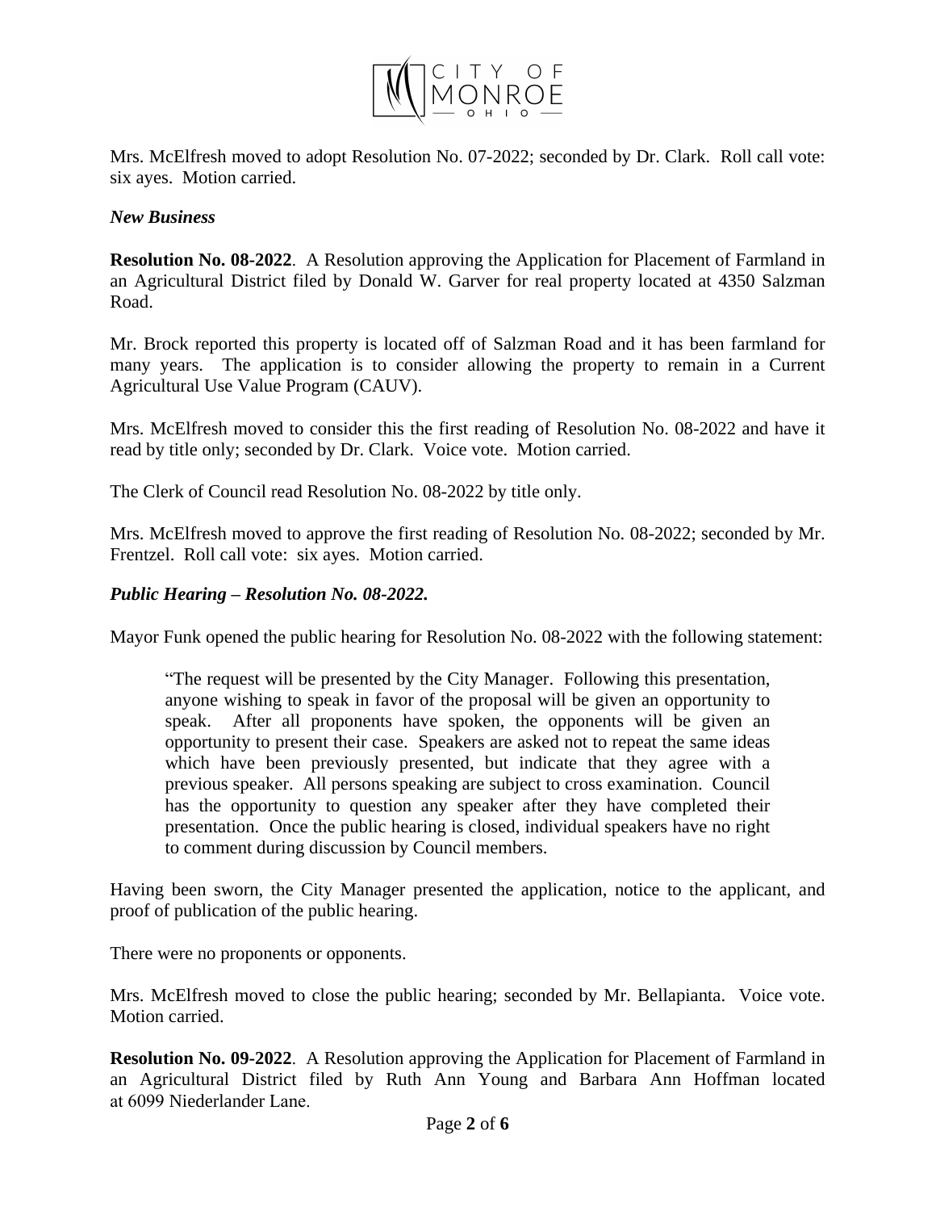Mrs. McElfresh moved to adopt Resolution No. 07-2022; seconded by Dr. Clark. Roll call vote: six ayes. Motion carried.

***New Business***

**Resolution No. 08-2022**. A Resolution approving the Application for Placement of Farmland in an Agricultural District filed by Donald W. Garver for real property located at 4350 Salzman Road.

Mr. Brock reported this property is located off of Salzman Road and it has been farmland for many years. The application is to consider allowing the property to remain in a Current Agricultural Use Value Program (CAUV).

Mrs. McElfresh moved to consider this the first reading of Resolution No. 08-2022 and have it read by title only; seconded by Dr. Clark. Voice vote. Motion carried.

The Clerk of Council read Resolution No. 08-2022 by title only.

Mrs. McElfresh moved to approve the first reading of Resolution No. 08-2022; seconded by Mr. Frentzel. Roll call vote: six ayes. Motion carried.

***Public Hearing – Resolution No. 08-2022.***

Mayor Funk opened the public hearing for Resolution No. 08-2022 with the following statement:

> "The request will be presented by the City Manager. Following this presentation, anyone wishing to speak in favor of the proposal will be given an opportunity to speak. After all proponents have spoken, the opponents will be given an opportunity to present their case. Speakers are asked not to repeat the same ideas which have been previously presented, but indicate that they agree with a previous speaker. All persons speaking are subject to cross examination. Council has the opportunity to question any speaker after they have completed their presentation. Once the public hearing is closed, individual speakers have no right to comment during discussion by Council members.

Having been sworn, the City Manager presented the application, notice to the applicant, and proof of publication of the public hearing.

There were no proponents or opponents.

Mrs. McElfresh moved to close the public hearing; seconded by Mr. Bellapianta. Voice vote. Motion carried.

**Resolution No. 09-2022**. A Resolution approving the Application for Placement of Farmland in an Agricultural District filed by Ruth Ann Young and Barbara Ann Hoffman located at 6099 Niederlander Lane.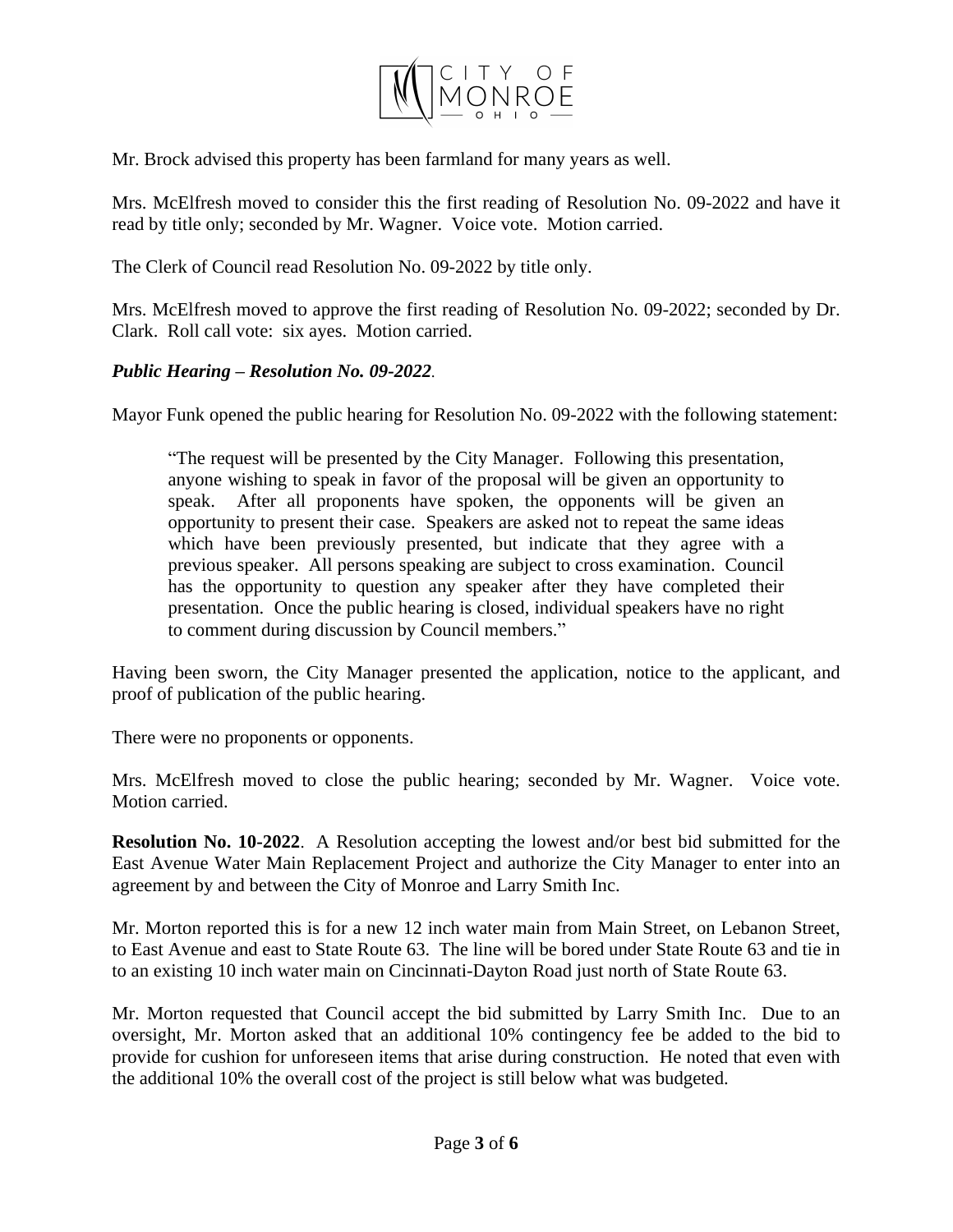Mr. Brock advised this property has been farmland for many years as well.

Mrs. McElfresh moved to consider this the first reading of Resolution No. 09-2022 and have it read by title only; seconded by Mr. Wagner. Voice vote. Motion carried.

The Clerk of Council read Resolution No. 09-2022 by title only.

Mrs. McElfresh moved to approve the first reading of Resolution No. 09-2022; seconded by Dr. Clark. Roll call vote: six ayes. Motion carried.

***Public Hearing – Resolution No. 09-2022***.

Mayor Funk opened the public hearing for Resolution No. 09-2022 with the following statement:

> "The request will be presented by the City Manager. Following this presentation, anyone wishing to speak in favor of the proposal will be given an opportunity to speak. After all proponents have spoken, the opponents will be given an opportunity to present their case. Speakers are asked not to repeat the same ideas which have been previously presented, but indicate that they agree with a previous speaker. All persons speaking are subject to cross examination. Council has the opportunity to question any speaker after they have completed their presentation. Once the public hearing is closed, individual speakers have no right to comment during discussion by Council members."

Having been sworn, the City Manager presented the application, notice to the applicant, and proof of publication of the public hearing.

There were no proponents or opponents.

Mrs. McElfresh moved to close the public hearing; seconded by Mr. Wagner. Voice vote. Motion carried.

**Resolution No. 10-2022**. A Resolution accepting the lowest and/or best bid submitted for the East Avenue Water Main Replacement Project and authorize the City Manager to enter into an agreement by and between the City of Monroe and Larry Smith Inc.

Mr. Morton reported this is for a new 12 inch water main from Main Street, on Lebanon Street, to East Avenue and east to State Route 63. The line will be bored under State Route 63 and tie in to an existing 10 inch water main on Cincinnati-Dayton Road just north of State Route 63.

Mr. Morton requested that Council accept the bid submitted by Larry Smith Inc. Due to an oversight, Mr. Morton asked that an additional 10% contingency fee be added to the bid to provide for cushion for unforeseen items that arise during construction. He noted that even with the additional 10% the overall cost of the project is still below what was budgeted.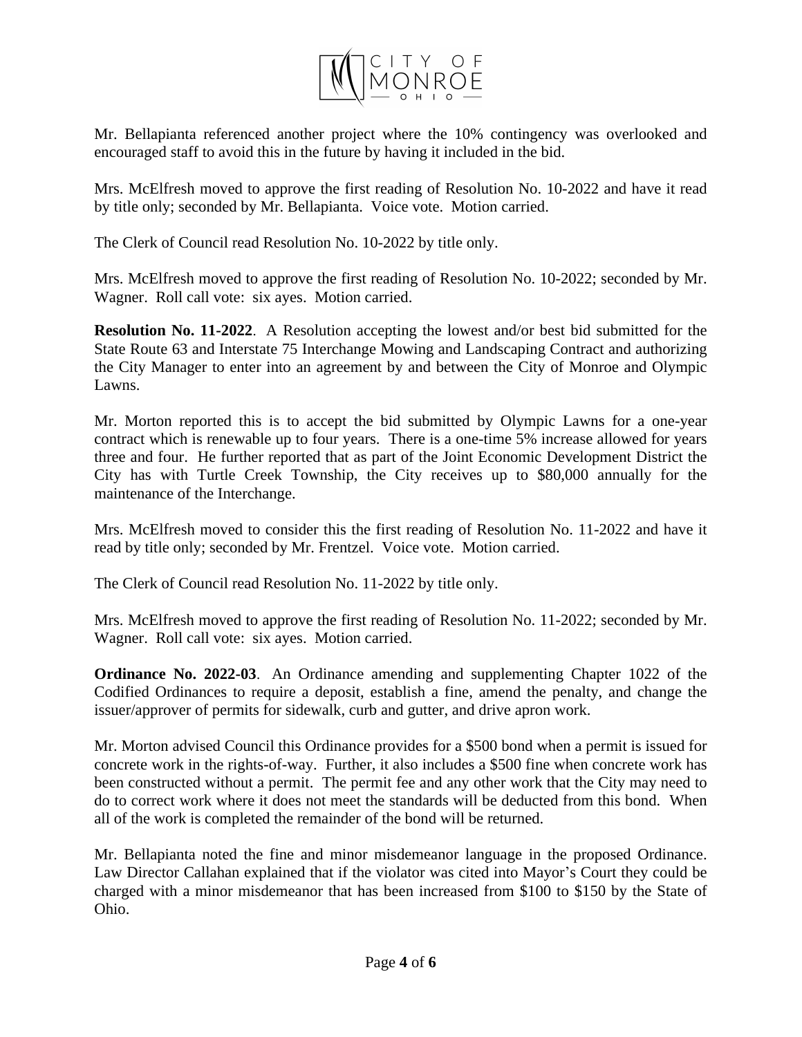Mr. Bellapianta referenced another project where the 10% contingency was overlooked and encouraged staff to avoid this in the future by having it included in the bid.

Mrs. McElfresh moved to approve the first reading of Resolution No. 10-2022 and have it read by title only; seconded by Mr. Bellapianta. Voice vote. Motion carried.

The Clerk of Council read Resolution No. 10-2022 by title only.

Mrs. McElfresh moved to approve the first reading of Resolution No. 10-2022; seconded by Mr. Wagner. Roll call vote: six ayes. Motion carried.

**Resolution No. 11-2022**. A Resolution accepting the lowest and/or best bid submitted for the State Route 63 and Interstate 75 Interchange Mowing and Landscaping Contract and authorizing the City Manager to enter into an agreement by and between the City of Monroe and Olympic Lawns.

Mr. Morton reported this is to accept the bid submitted by Olympic Lawns for a one-year contract which is renewable up to four years. There is a one-time 5% increase allowed for years three and four. He further reported that as part of the Joint Economic Development District the City has with Turtle Creek Township, the City receives up to $80,000 annually for the maintenance of the Interchange.

Mrs. McElfresh moved to consider this the first reading of Resolution No. 11-2022 and have it read by title only; seconded by Mr. Frentzel. Voice vote. Motion carried.

The Clerk of Council read Resolution No. 11-2022 by title only.

Mrs. McElfresh moved to approve the first reading of Resolution No. 11-2022; seconded by Mr. Wagner. Roll call vote: six ayes. Motion carried.

**Ordinance No. 2022-03**. An Ordinance amending and supplementing Chapter 1022 of the Codified Ordinances to require a deposit, establish a fine, amend the penalty, and change the issuer/approver of permits for sidewalk, curb and gutter, and drive apron work.

Mr. Morton advised Council this Ordinance provides for a $500 bond when a permit is issued for concrete work in the rights-of-way. Further, it also includes a $500 fine when concrete work has been constructed without a permit. The permit fee and any other work that the City may need to do to correct work where it does not meet the standards will be deducted from this bond. When all of the work is completed the remainder of the bond will be returned.

Mr. Bellapianta noted the fine and minor misdemeanor language in the proposed Ordinance. Law Director Callahan explained that if the violator was cited into Mayor's Court they could be charged with a minor misdemeanor that has been increased from $100 to $150 by the State of Ohio.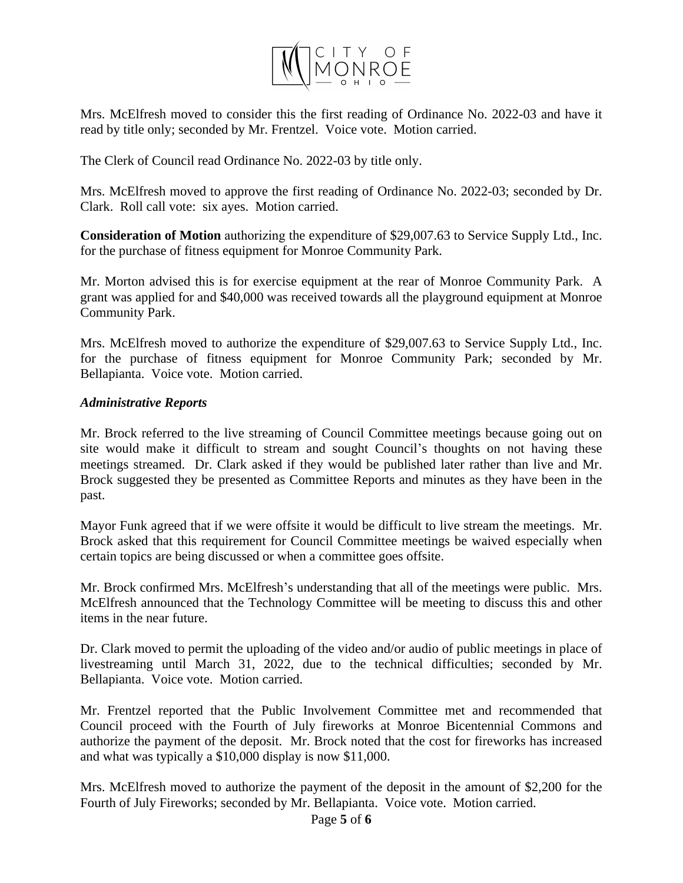Mrs. McElfresh moved to consider this the first reading of Ordinance No. 2022-03 and have it read by title only; seconded by Mr. Frentzel. Voice vote. Motion carried.

The Clerk of Council read Ordinance No. 2022-03 by title only.

Mrs. McElfresh moved to approve the first reading of Ordinance No. 2022-03; seconded by Dr. Clark. Roll call vote: six ayes. Motion carried.

**Consideration of Motion** authorizing the expenditure of $29,007.63 to Service Supply Ltd., Inc. for the purchase of fitness equipment for Monroe Community Park.

Mr. Morton advised this is for exercise equipment at the rear of Monroe Community Park. A grant was applied for and $40,000 was received towards all the playground equipment at Monroe Community Park.

Mrs. McElfresh moved to authorize the expenditure of $29,007.63 to Service Supply Ltd., Inc. for the purchase of fitness equipment for Monroe Community Park; seconded by Mr. Bellapianta. Voice vote. Motion carried.

***Administrative Reports***

Mr. Brock referred to the live streaming of Council Committee meetings because going out on site would make it difficult to stream and sought Council's thoughts on not having these meetings streamed. Dr. Clark asked if they would be published later rather than live and Mr. Brock suggested they be presented as Committee Reports and minutes as they have been in the past.

Mayor Funk agreed that if we were offsite it would be difficult to live stream the meetings. Mr. Brock asked that this requirement for Council Committee meetings be waived especially when certain topics are being discussed or when a committee goes offsite.

Mr. Brock confirmed Mrs. McElfresh's understanding that all of the meetings were public. Mrs. McElfresh announced that the Technology Committee will be meeting to discuss this and other items in the near future.

Dr. Clark moved to permit the uploading of the video and/or audio of public meetings in place of livestreaming until March 31, 2022, due to the technical difficulties; seconded by Mr. Bellapianta. Voice vote. Motion carried.

Mr. Frentzel reported that the Public Involvement Committee met and recommended that Council proceed with the Fourth of July fireworks at Monroe Bicentennial Commons and authorize the payment of the deposit. Mr. Brock noted that the cost for fireworks has increased and what was typically a $10,000 display is now $11,000.

Mrs. McElfresh moved to authorize the payment of the deposit in the amount of $2,200 for the Fourth of July Fireworks; seconded by Mr. Bellapianta. Voice vote. Motion carried.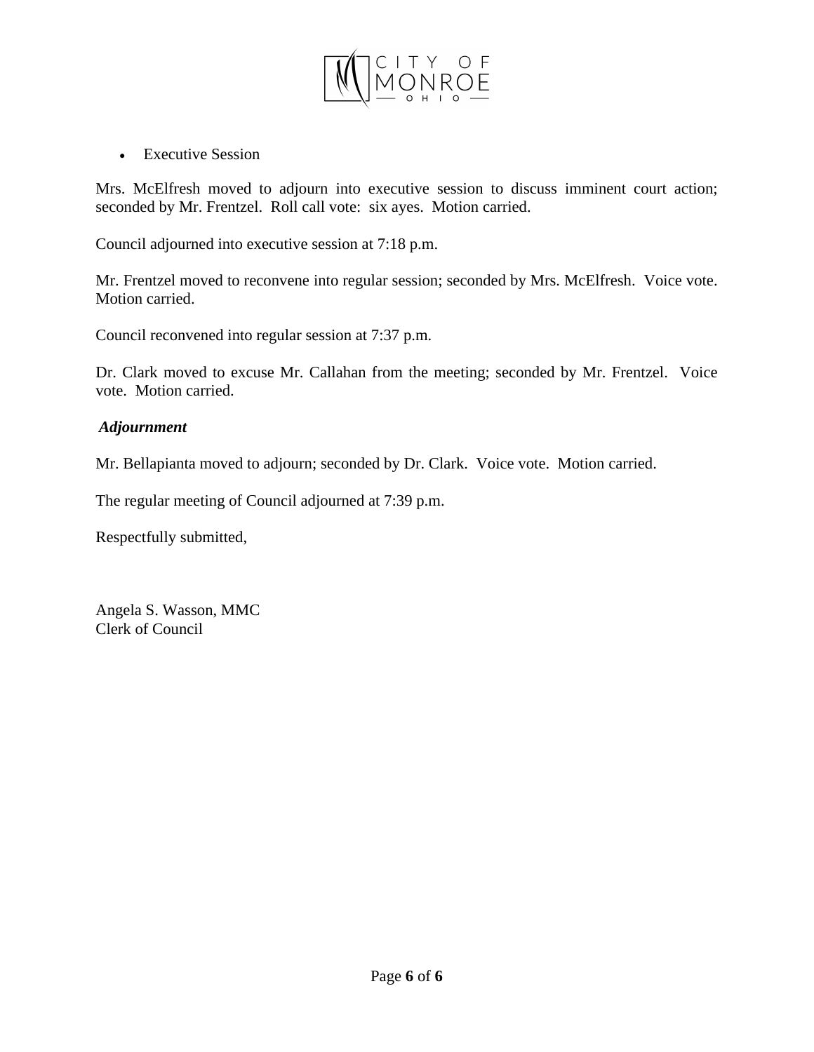- Executive Session

Mrs. McElfresh moved to adjourn into executive session to discuss imminent court action; seconded by Mr. Frentzel. Roll call vote: six ayes. Motion carried.

Council adjourned into executive session at 7:18 p.m.

Mr. Frentzel moved to reconvene into regular session; seconded by Mrs. McElfresh. Voice vote. Motion carried.

Council reconvened into regular session at 7:37 p.m.

Dr. Clark moved to excuse Mr. Callahan from the meeting; seconded by Mr. Frentzel. Voice vote. Motion carried.

***Adjournment***

Mr. Bellapianta moved to adjourn; seconded by Dr. Clark. Voice vote. Motion carried.

The regular meeting of Council adjourned at 7:39 p.m.

Respectfully submitted,

Angela S. Wasson, MMC
Clerk of Council